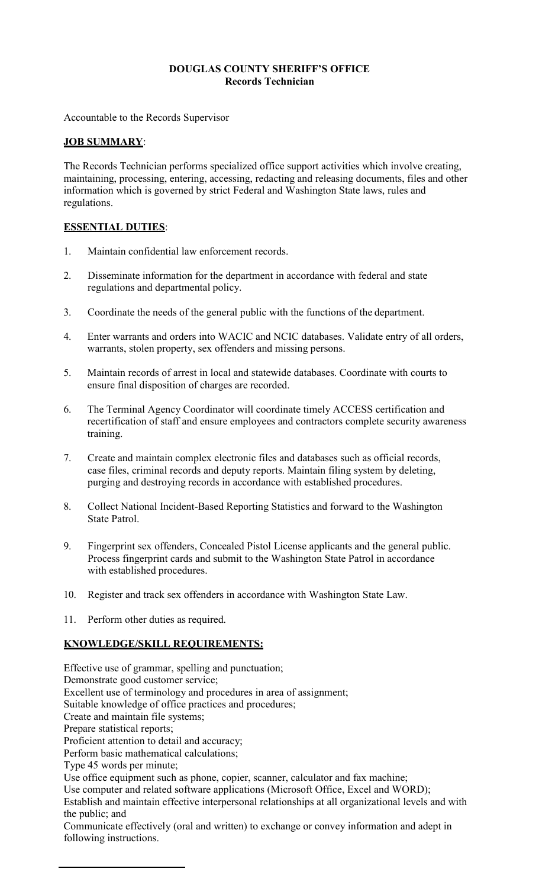# DOUGLAS COUNTY SHERIFF'S OFFICE
## Records Technician

Accountable to the Records Supervisor

**JOB SUMMARY**:

The Records Technician performs specialized office support activities which involve creating, maintaining, processing, entering, accessing, redacting and releasing documents, files and other information which is governed by strict Federal and Washington State laws, rules and regulations.

**ESSENTIAL DUTIES**:

1. Maintain confidential law enforcement records.
2. Disseminate information for the department in accordance with federal and state regulations and departmental policy.
3. Coordinate the needs of the general public with the functions of the department.
4. Enter warrants and orders into WACIC and NCIC databases. Validate entry of all orders, warrants, stolen property, sex offenders and missing persons.
5. Maintain records of arrest in local and statewide databases. Coordinate with courts to ensure final disposition of charges are recorded.
6. The Terminal Agency Coordinator will coordinate timely ACCESS certification and recertification of staff and ensure employees and contractors complete security awareness training.
7. Create and maintain complex electronic files and databases such as official records, case files, criminal records and deputy reports. Maintain filing system by deleting, purging and destroying records in accordance with established procedures.
8. Collect National Incident-Based Reporting Statistics and forward to the Washington State Patrol.
9. Fingerprint sex offenders, Concealed Pistol License applicants and the general public. Process fingerprint cards and submit to the Washington State Patrol in accordance with established procedures.
10. Register and track sex offenders in accordance with Washington State Law.
11. Perform other duties as required.

**KNOWLEDGE/SKILL REQUIREMENTS:**

Effective use of grammar, spelling and punctuation;
Demonstrate good customer service;
Excellent use of terminology and procedures in area of assignment;
Suitable knowledge of office practices and procedures;
Create and maintain file systems;
Prepare statistical reports;
Proficient attention to detail and accuracy;
Perform basic mathematical calculations;
Type 45 words per minute;
Use office equipment such as phone, copier, scanner, calculator and fax machine;
Use computer and related software applications (Microsoft Office, Excel and WORD);
Establish and maintain effective interpersonal relationships at all organizational levels and with the public; and
Communicate effectively (oral and written) to exchange or convey information and adept in following instructions.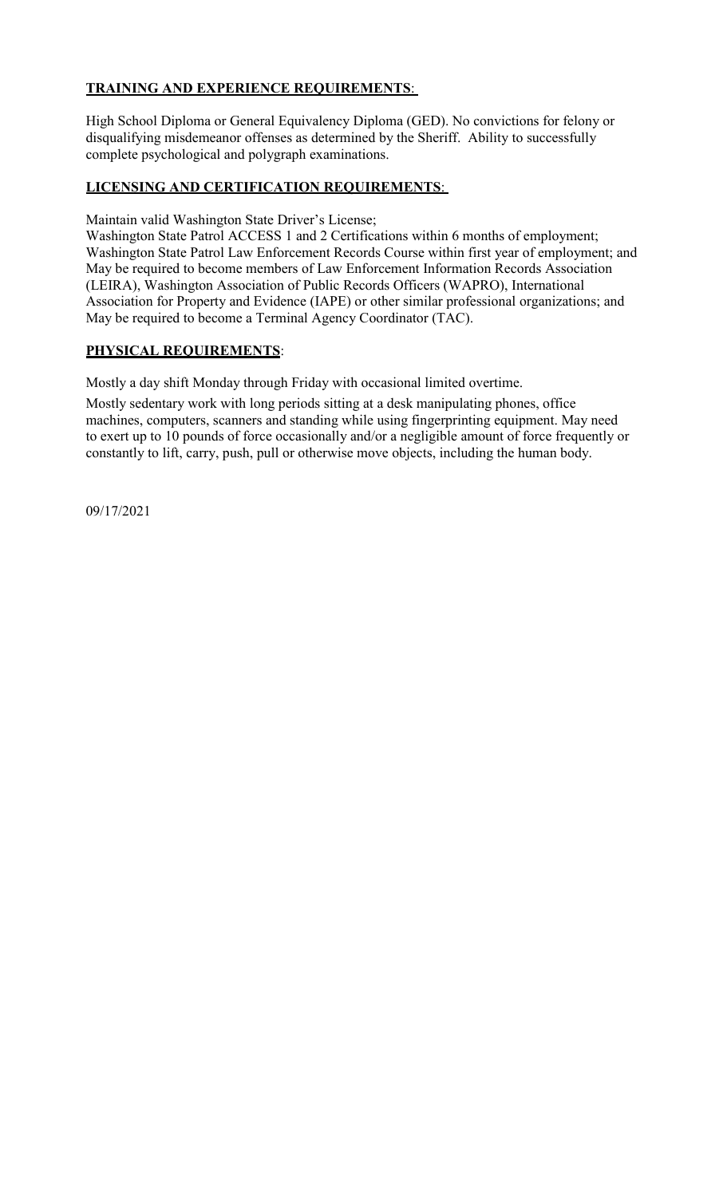**TRAINING AND EXPERIENCE REQUIREMENTS**:

High School Diploma or General Equivalency Diploma (GED). No convictions for felony or disqualifying misdemeanor offenses as determined by the Sheriff. Ability to successfully complete psychological and polygraph examinations.

**LICENSING AND CERTIFICATION REQUIREMENTS**:

Maintain valid Washington State Driver's License;
Washington State Patrol ACCESS 1 and 2 Certifications within 6 months of employment;
Washington State Patrol Law Enforcement Records Course within first year of employment; and
May be required to become members of Law Enforcement Information Records Association (LEIRA), Washington Association of Public Records Officers (WAPRO), International Association for Property and Evidence (IAPE) or other similar professional organizations; and
May be required to become a Terminal Agency Coordinator (TAC).

**PHYSICAL REQUIREMENTS**:

Mostly a day shift Monday through Friday with occasional limited overtime.

Mostly sedentary work with long periods sitting at a desk manipulating phones, office machines, computers, scanners and standing while using fingerprinting equipment. May need to exert up to 10 pounds of force occasionally and/or a negligible amount of force frequently or constantly to lift, carry, push, pull or otherwise move objects, including the human body.

09/17/2021